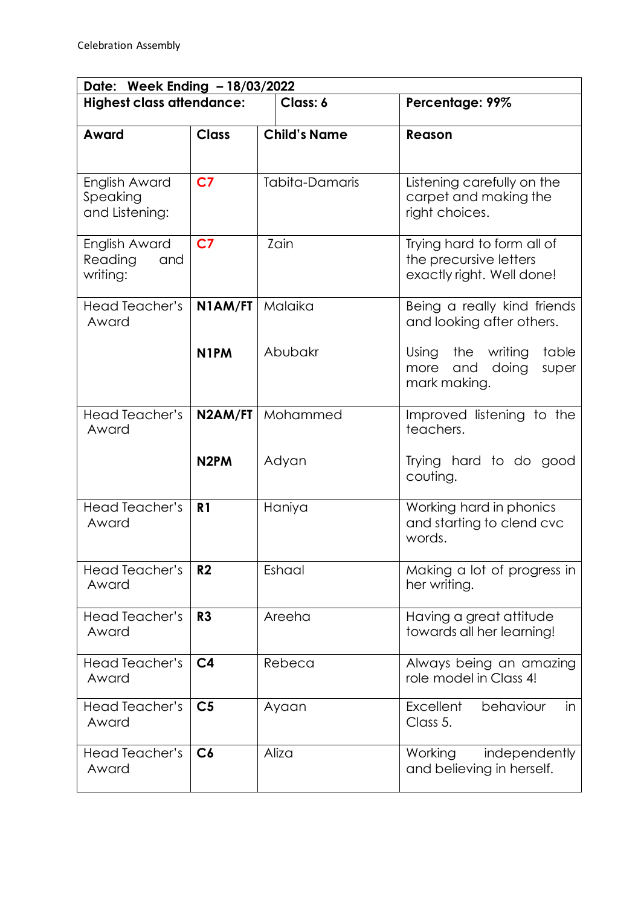Celebration Assembly

| Date: Week Ending – 18/03/2022 | | | |
|---|---|---|---|
| **Highest class attendance:** | | **Class: 6** | **Percentage: 99%** |
| **Award** | **Class** | **Child's Name** | **Reason** |
| English Award Speaking and Listening: | C7 | Tabita-Damaris | Listening carefully on the carpet and making the right choices. |
| English Award Reading and writing: | C7 | Zain | Trying hard to form all of the precursive letters exactly right. Well done! |
| Head Teacher's Award | N1AM/FT | Malaika | Being a really kind friends and looking after others. |
| | N1PM | Abubakr | Using the writing table more and doing super mark making. |
| Head Teacher's Award | N2AM/FT | Mohammed | Improved listening to the teachers. |
| | N2PM | Adyan | Trying hard to do good couting. |
| Head Teacher's Award | R1 | Haniya | Working hard in phonics and starting to clend cvc words. |
| Head Teacher's Award | R2 | Eshaal | Making a lot of progress in her writing. |
| Head Teacher's Award | R3 | Areeha | Having a great attitude towards all her learning! |
| Head Teacher's Award | C4 | Rebeca | Always being an amazing role model in Class 4! |
| Head Teacher's Award | C5 | Ayaan | Excellent behaviour in Class 5. |
| Head Teacher's Award | C6 | Aliza | Working independently and believing in herself. |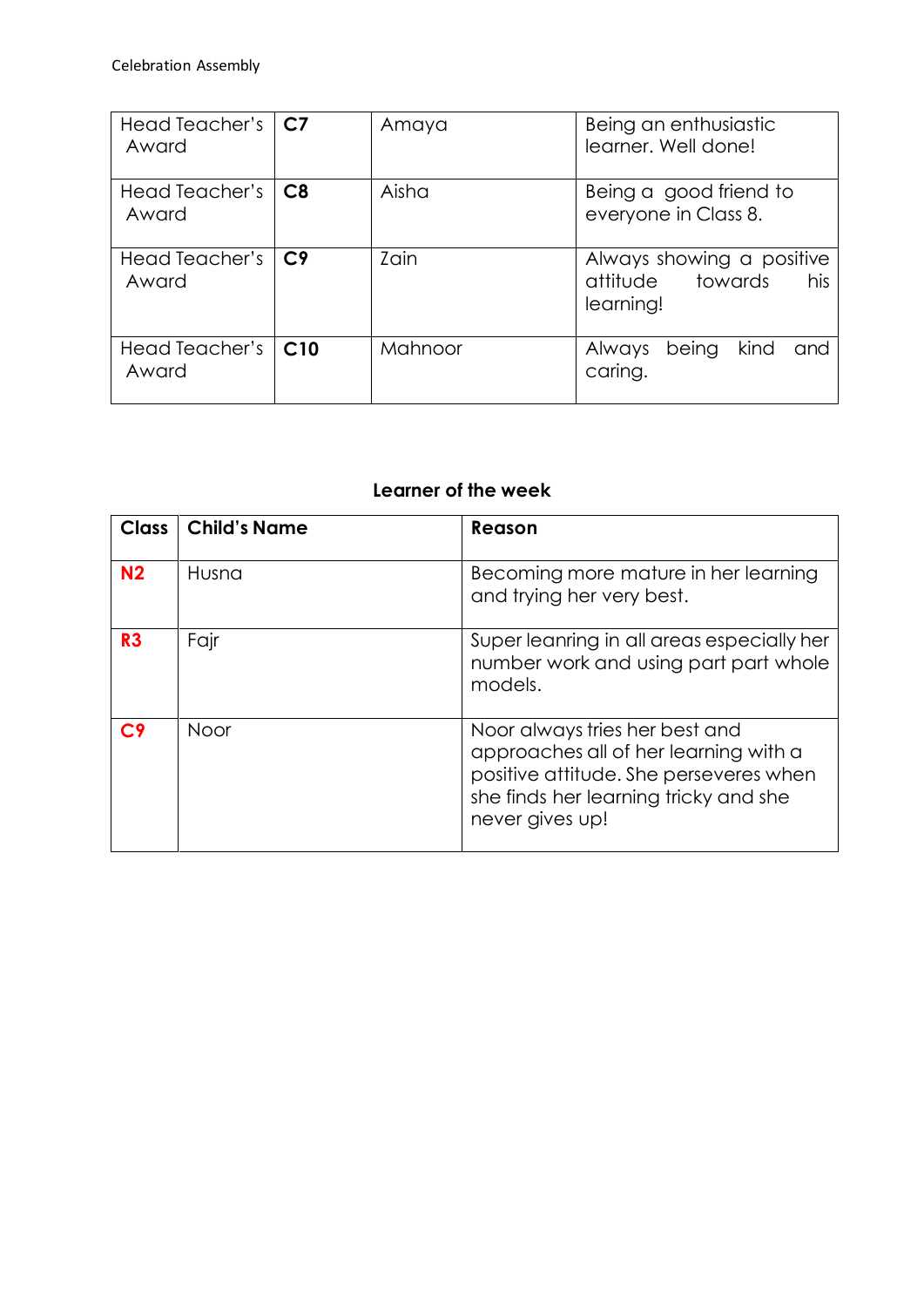| | | | |
|---|---|---|---|
| Head Teacher's Award | **C7** | Amaya | Being an enthusiastic learner. Well done! |
| Head Teacher's Award | **C8** | Aisha | Being a good friend to everyone in Class 8. |
| Head Teacher's Award | **C9** | Zain | Always showing a positive attitude towards his learning! |
| Head Teacher's Award | **C10** | Mahnoor | Always being kind and caring. |

**Learner of the week**

| Class | Child's Name | Reason |
|---|---|---|
| **N2** | Husna | Becoming more mature in her learning and trying her very best. |
| **R3** | Fajr | Super leanring in all areas especially her number work and using part part whole models. |
| **C9** | Noor | Noor always tries her best and approaches all of her learning with a positive attitude. She perseveres when she finds her learning tricky and she never gives up! |